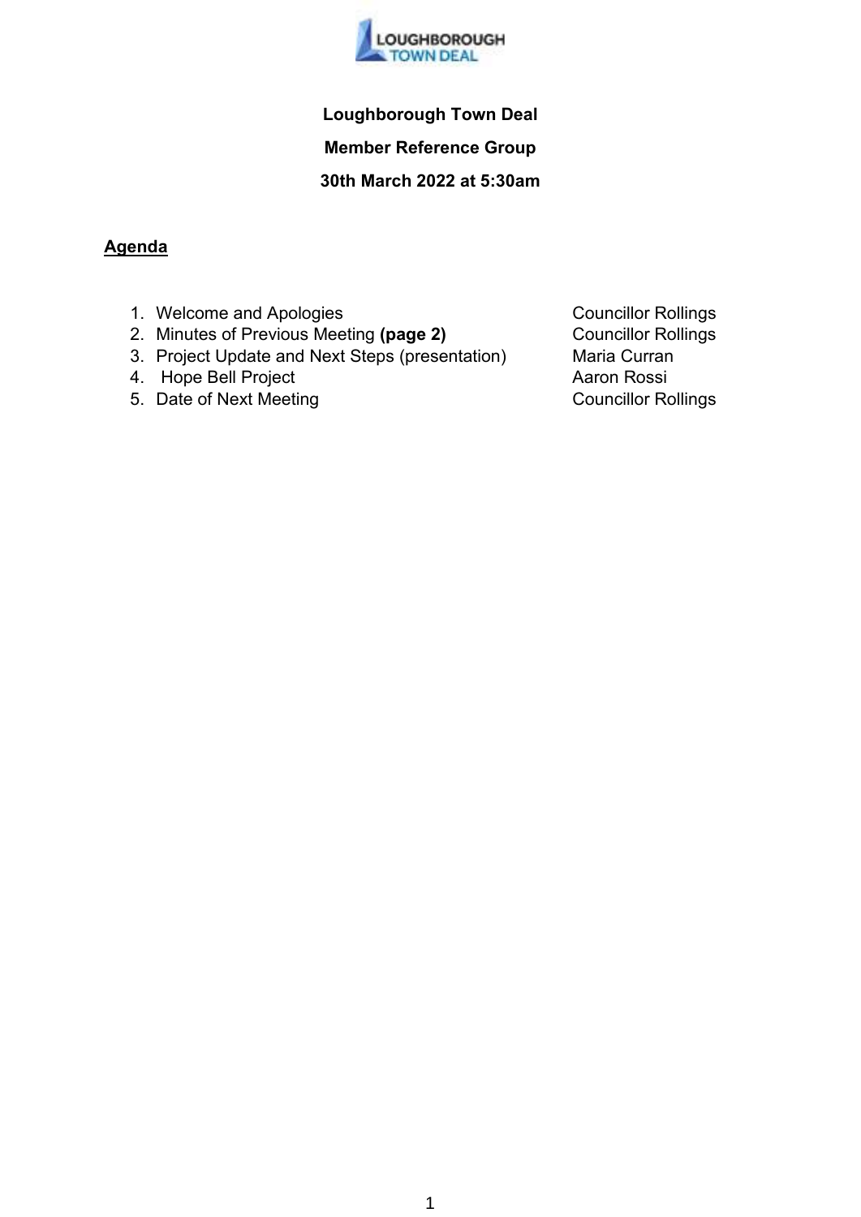**Loughborough Town Deal**

**Member Reference Group**

**30th March 2022 at 5:30am**

## Agenda

| | |
|---|---|
| 1. Welcome and Apologies | Councillor Rollings |
| 2. Minutes of Previous Meeting **(page 2)** | Councillor Rollings |
| 3. Project Update and Next Steps (presentation) | Maria Curran |
| 4. Hope Bell Project | Aaron Rossi |
| 5. Date of Next Meeting | Councillor Rollings |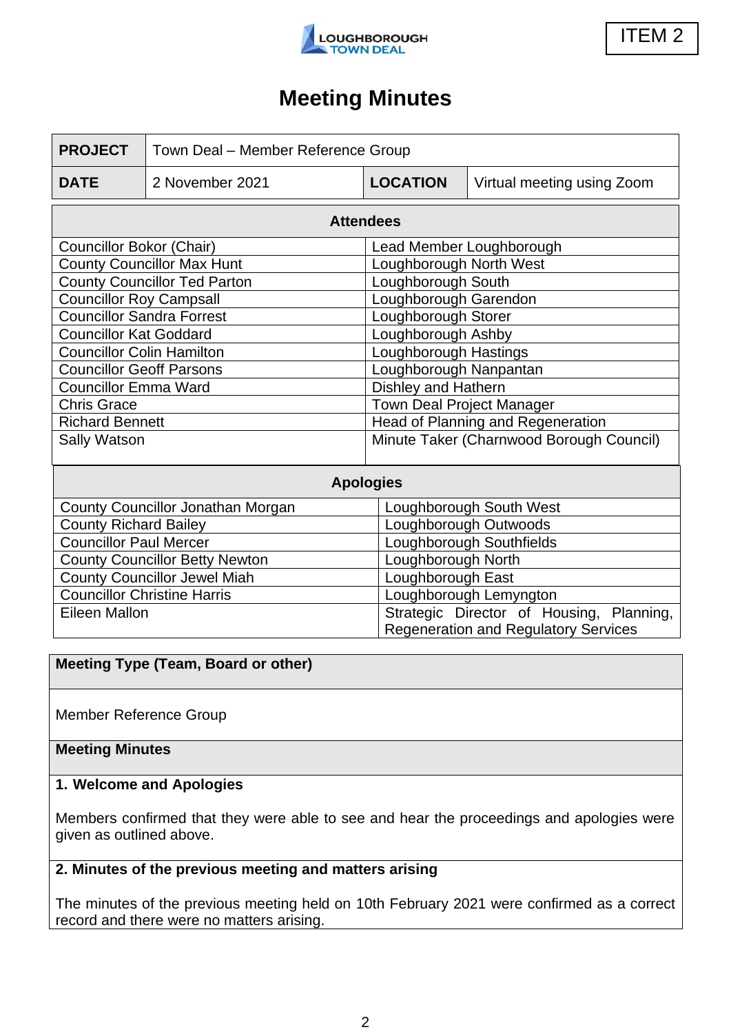ITEM 2

LOUGHBOROUGH TOWN DEAL

# Meeting Minutes

| **PROJECT** | Town Deal – Member Reference Group | | |
|---|---|---|---|
| **DATE** | 2 November 2021 | **LOCATION** | Virtual meeting using Zoom |

| **Attendees** | |
|---|---|
| Councillor Bokor (Chair) | Lead Member Loughborough |
| County Councillor Max Hunt | Loughborough North West |
| County Councillor Ted Parton | Loughborough South |
| Councillor Roy Campsall | Loughborough Garendon |
| Councillor Sandra Forrest | Loughborough Storer |
| Councillor Kat Goddard | Loughborough Ashby |
| Councillor Colin Hamilton | Loughborough Hastings |
| Councillor Geoff Parsons | Loughborough Nanpantan |
| Councillor Emma Ward | Dishley and Hathern |
| Chris Grace | Town Deal Project Manager |
| Richard Bennett | Head of Planning and Regeneration |
| Sally Watson | Minute Taker (Charnwood Borough Council) |

| **Apologies** | |
|---|---|
| County Councillor Jonathan Morgan | Loughborough South West |
| County Richard Bailey | Loughborough Outwoods |
| Councillor Paul Mercer | Loughborough Southfields |
| County Councillor Betty Newton | Loughborough North |
| County Councillor Jewel Miah | Loughborough East |
| Councillor Christine Harris | Loughborough Lemyngton |
| Eileen Mallon | Strategic Director of Housing, Planning, Regeneration and Regulatory Services |

**Meeting Type (Team, Board or other)**

Member Reference Group

**Meeting Minutes**

**1. Welcome and Apologies**

Members confirmed that they were able to see and hear the proceedings and apologies were given as outlined above.

**2. Minutes of the previous meeting and matters arising**

The minutes of the previous meeting held on 10th February 2021 were confirmed as a correct record and there were no matters arising.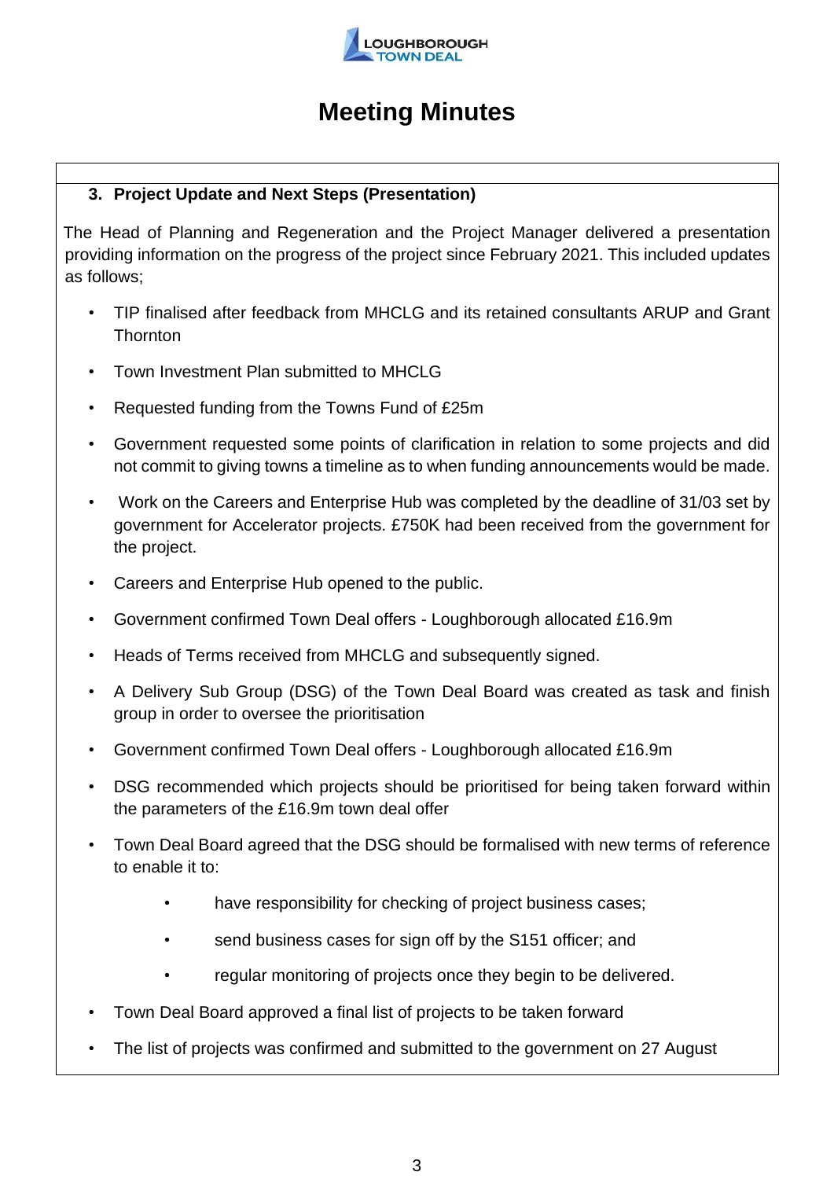# Meeting Minutes

### 3. Project Update and Next Steps (Presentation)

The Head of Planning and Regeneration and the Project Manager delivered a presentation providing information on the progress of the project since February 2021. This included updates as follows;

- TIP finalised after feedback from MHCLG and its retained consultants ARUP and Grant Thornton
- Town Investment Plan submitted to MHCLG
- Requested funding from the Towns Fund of £25m
- Government requested some points of clarification in relation to some projects and did not commit to giving towns a timeline as to when funding announcements would be made.
- Work on the Careers and Enterprise Hub was completed by the deadline of 31/03 set by government for Accelerator projects. £750K had been received from the government for the project.
- Careers and Enterprise Hub opened to the public.
- Government confirmed Town Deal offers - Loughborough allocated £16.9m
- Heads of Terms received from MHCLG and subsequently signed.
- A Delivery Sub Group (DSG) of the Town Deal Board was created as task and finish group in order to oversee the prioritisation
- Government confirmed Town Deal offers - Loughborough allocated £16.9m
- DSG recommended which projects should be prioritised for being taken forward within the parameters of the £16.9m town deal offer
- Town Deal Board agreed that the DSG should be formalised with new terms of reference to enable it to:
    - have responsibility for checking of project business cases;
    - send business cases for sign off by the S151 officer; and
    - regular monitoring of projects once they begin to be delivered.
- Town Deal Board approved a final list of projects to be taken forward
- The list of projects was confirmed and submitted to the government on 27 August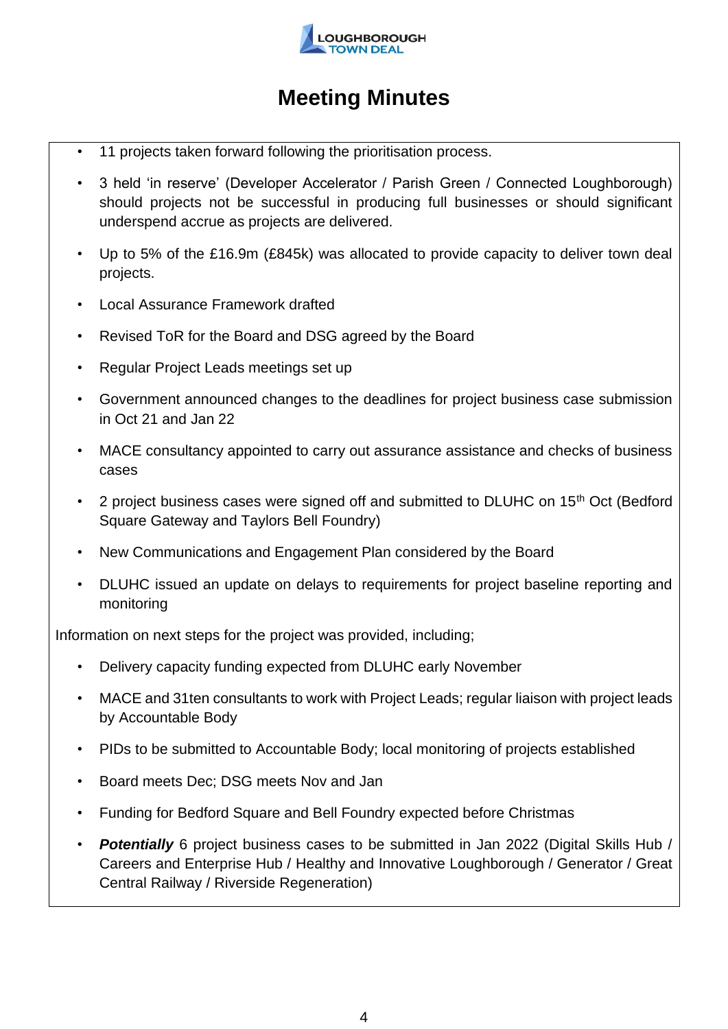# Meeting Minutes

- 11 projects taken forward following the prioritisation process.
- 3 held 'in reserve' (Developer Accelerator / Parish Green / Connected Loughborough) should projects not be successful in producing full businesses or should significant underspend accrue as projects are delivered.
- Up to 5% of the £16.9m (£845k) was allocated to provide capacity to deliver town deal projects.
- Local Assurance Framework drafted
- Revised ToR for the Board and DSG agreed by the Board
- Regular Project Leads meetings set up
- Government announced changes to the deadlines for project business case submission in Oct 21 and Jan 22
- MACE consultancy appointed to carry out assurance assistance and checks of business cases
- 2 project business cases were signed off and submitted to DLUHC on 15th Oct (Bedford Square Gateway and Taylors Bell Foundry)
- New Communications and Engagement Plan considered by the Board
- DLUHC issued an update on delays to requirements for project baseline reporting and monitoring

Information on next steps for the project was provided, including;

- Delivery capacity funding expected from DLUHC early November
- MACE and 31ten consultants to work with Project Leads; regular liaison with project leads by Accountable Body
- PIDs to be submitted to Accountable Body; local monitoring of projects established
- Board meets Dec; DSG meets Nov and Jan
- Funding for Bedford Square and Bell Foundry expected before Christmas
- ***Potentially*** 6 project business cases to be submitted in Jan 2022 (Digital Skills Hub / Careers and Enterprise Hub / Healthy and Innovative Loughborough / Generator / Great Central Railway / Riverside Regeneration)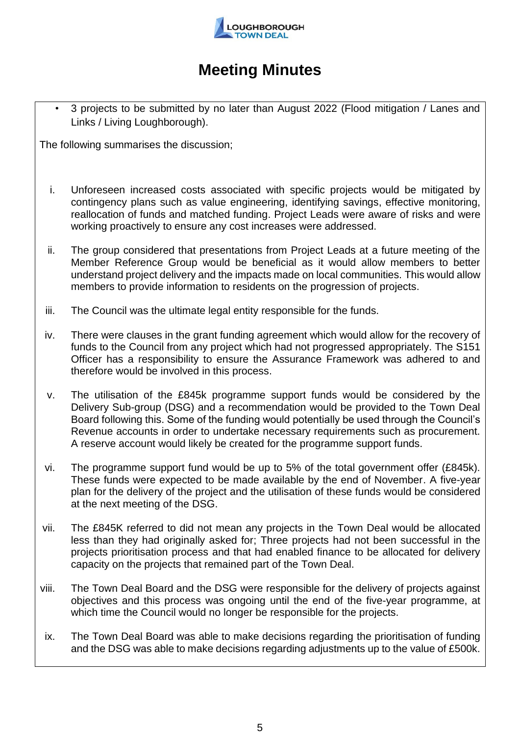# Meeting Minutes

- 3 projects to be submitted by no later than August 2022 (Flood mitigation / Lanes and Links / Living Loughborough).

The following summarises the discussion;

i. Unforeseen increased costs associated with specific projects would be mitigated by contingency plans such as value engineering, identifying savings, effective monitoring, reallocation of funds and matched funding. Project Leads were aware of risks and were working proactively to ensure any cost increases were addressed.

ii. The group considered that presentations from Project Leads at a future meeting of the Member Reference Group would be beneficial as it would allow members to better understand project delivery and the impacts made on local communities. This would allow members to provide information to residents on the progression of projects.

iii. The Council was the ultimate legal entity responsible for the funds.

iv. There were clauses in the grant funding agreement which would allow for the recovery of funds to the Council from any project which had not progressed appropriately. The S151 Officer has a responsibility to ensure the Assurance Framework was adhered to and therefore would be involved in this process.

v. The utilisation of the £845k programme support funds would be considered by the Delivery Sub-group (DSG) and a recommendation would be provided to the Town Deal Board following this. Some of the funding would potentially be used through the Council's Revenue accounts in order to undertake necessary requirements such as procurement. A reserve account would likely be created for the programme support funds.

vi. The programme support fund would be up to 5% of the total government offer (£845k). These funds were expected to be made available by the end of November. A five-year plan for the delivery of the project and the utilisation of these funds would be considered at the next meeting of the DSG.

vii. The £845K referred to did not mean any projects in the Town Deal would be allocated less than they had originally asked for; Three projects had not been successful in the projects prioritisation process and that had enabled finance to be allocated for delivery capacity on the projects that remained part of the Town Deal.

viii. The Town Deal Board and the DSG were responsible for the delivery of projects against objectives and this process was ongoing until the end of the five-year programme, at which time the Council would no longer be responsible for the projects.

ix. The Town Deal Board was able to make decisions regarding the prioritisation of funding and the DSG was able to make decisions regarding adjustments up to the value of £500k.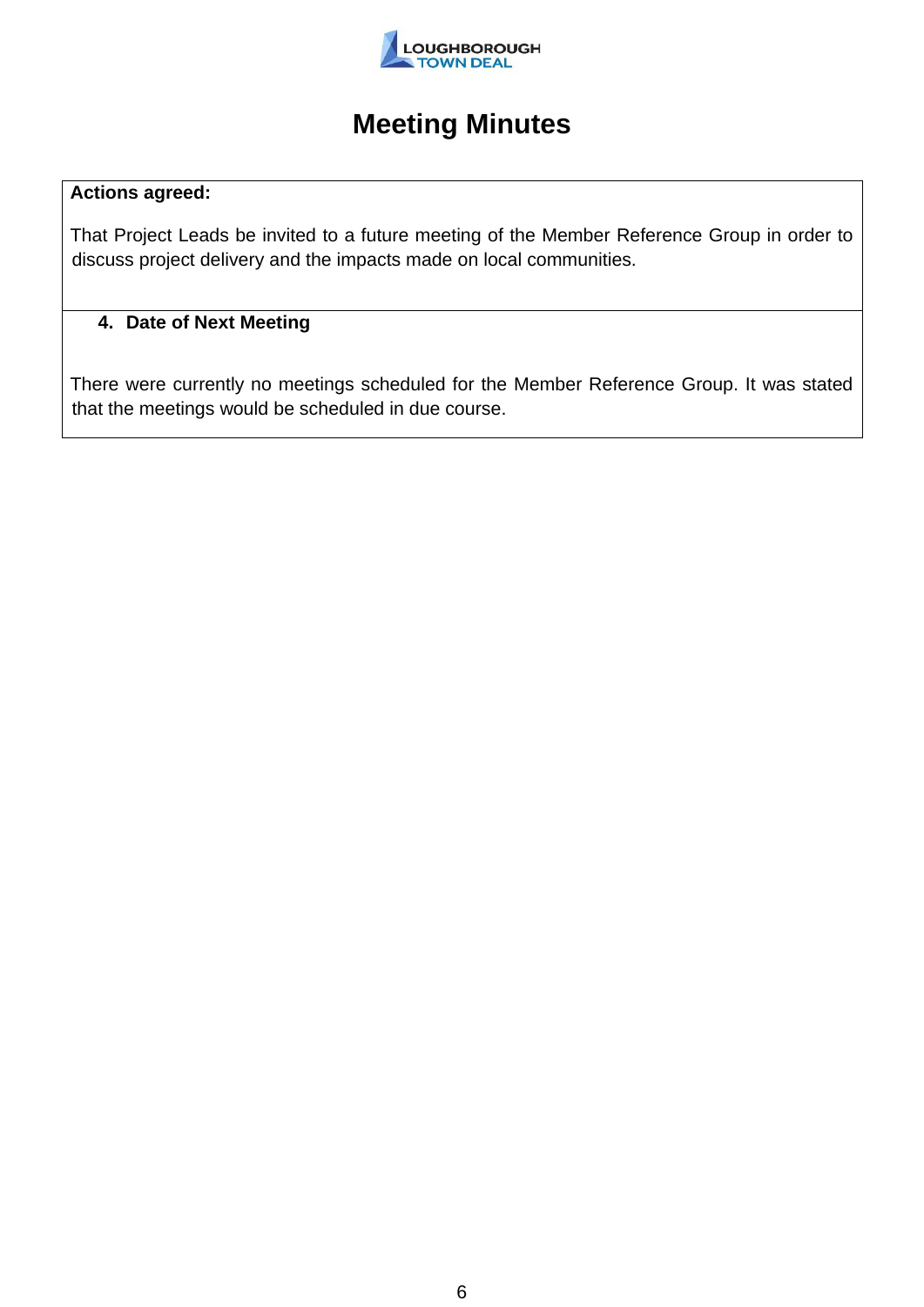# Meeting Minutes

**Actions agreed:**

That Project Leads be invited to a future meeting of the Member Reference Group in order to discuss project delivery and the impacts made on local communities.

**4. Date of Next Meeting**

There were currently no meetings scheduled for the Member Reference Group. It was stated that the meetings would be scheduled in due course.